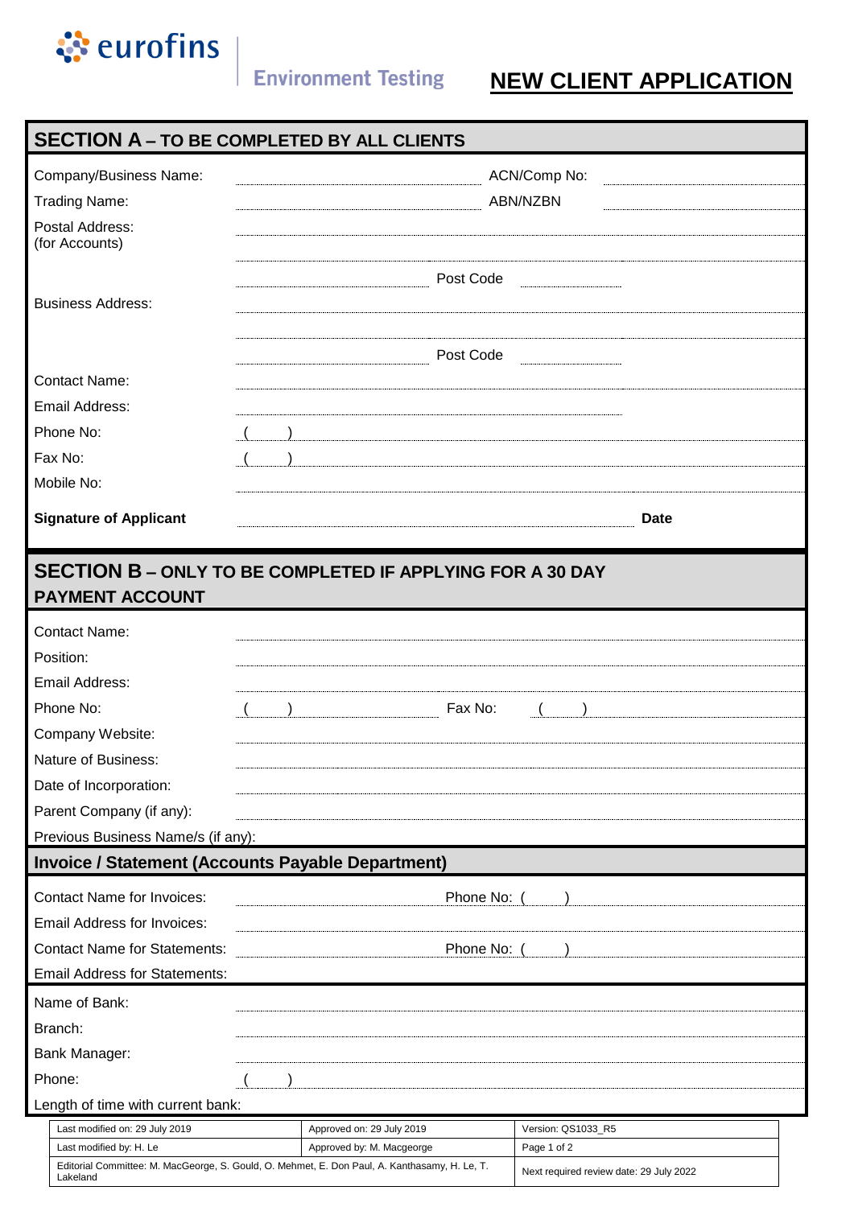eurofins | Environment Testing

# NEW CLIENT APPLICATION

## SECTION A – TO BE COMPLETED BY ALL CLIENTS

Company/Business Name: ______________________ ACN/Comp No: ______________________

Trading Name: ______________________ ABN/NZBN ______________________

Postal Address:
(for Accounts) ______________________

______________________ Post Code ______________________

Business Address: ______________________

______________________ Post Code ______________________

Contact Name: ______________________

Email Address: ______________________

Phone No: (     ) ______________________

Fax No: (     ) ______________________

Mobile No: ______________________

**Signature of Applicant** ______________________ **Date**

## SECTION B – ONLY TO BE COMPLETED IF APPLYING FOR A 30 DAY PAYMENT ACCOUNT

Contact Name: ______________________

Position: ______________________

Email Address: ______________________

Phone No: (     ) ______________________ Fax No: (     ) ______________________

Company Website: ______________________

Nature of Business: ______________________

Date of Incorporation: ______________________

Parent Company (if any): ______________________

Previous Business Name/s (if any): ______________________

### Invoice / Statement (Accounts Payable Department)

Contact Name for Invoices: ______________________ Phone No: (     ) ______________________

Email Address for Invoices: ______________________

Contact Name for Statements: ______________________ Phone No: (     ) ______________________

Email Address for Statements: ______________________

Name of Bank: ______________________

Branch: ______________________

Bank Manager: ______________________

Phone: (     ) ______________________

Length of time with current bank: ______________________

| Last modified on: 29 July 2019 | Approved on: 29 July 2019 | Version: QS1033_R5 |
|---|---|---|
| Last modified by: H. Le | Approved by: M. Macgeorge | Page 1 of 2 |
| Editorial Committee: M. MacGeorge, S. Gould, O. Mehmet, E. Don Paul, A. Kanthasamy, H. Le, T. Lakeland | | Next required review date: 29 July 2022 |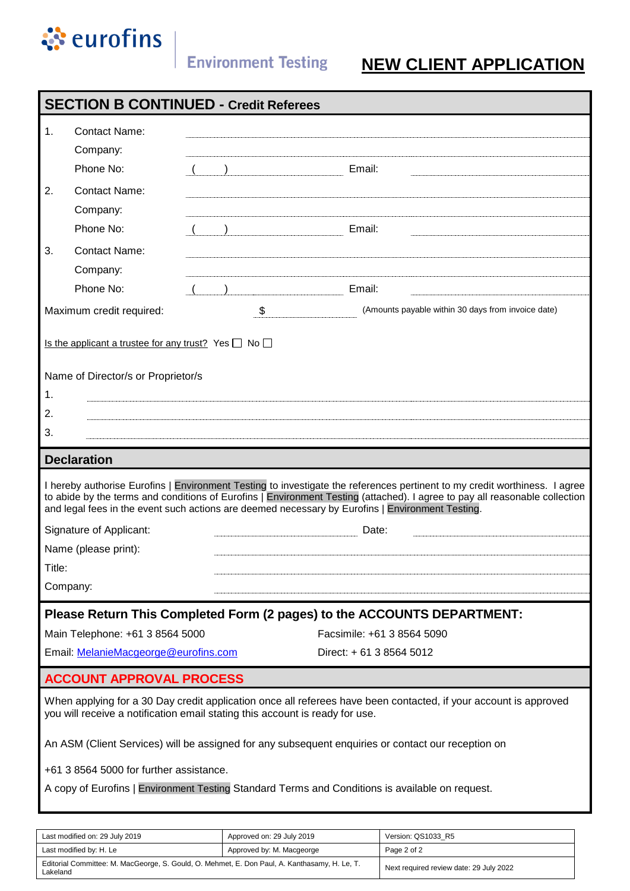eurofins | Environment Testing

# NEW CLIENT APPLICATION

## SECTION B CONTINUED - Credit Referees

1. Contact Name:
   Company:
   Phone No: (    ) Email:
2. Contact Name:
   Company:
   Phone No: (    ) Email:
3. Contact Name:
   Company:
   Phone No: (    ) Email:

Maximum credit required: $ (Amounts payable within 30 days from invoice date)

Is the applicant a trustee for any trust? Yes ☐ No ☐

Name of Director/s or Proprietor/s

1.
2.
3.

## Declaration

I hereby authorise Eurofins | Environment Testing to investigate the references pertinent to my credit worthiness. I agree to abide by the terms and conditions of Eurofins | Environment Testing (attached). I agree to pay all reasonable collection and legal fees in the event such actions are deemed necessary by Eurofins | Environment Testing.

Signature of Applicant: Date:

Name (please print):

Title:

Company:

## Please Return This Completed Form (2 pages) to the ACCOUNTS DEPARTMENT:

Main Telephone: +61 3 8564 5000

Facsimile: +61 3 8564 5090

Email: MelanieMacgeorge@eurofins.com

Direct: + 61 3 8564 5012

## ACCOUNT APPROVAL PROCESS

When applying for a 30 Day credit application once all referees have been contacted, if your account is approved you will receive a notification email stating this account is ready for use.

An ASM (Client Services) will be assigned for any subsequent enquiries or contact our reception on

+61 3 8564 5000 for further assistance.

A copy of Eurofins | Environment Testing Standard Terms and Conditions is available on request.

| | | |
|---|---|---|
| Last modified on: 29 July 2019 | Approved on: 29 July 2019 | Version: QS1033_R5 |
| Last modified by: H. Le | Approved by: M. Macgeorge | Page 2 of 2 |
| Editorial Committee: M. MacGeorge, S. Gould, O. Mehmet, E. Don Paul, A. Kanthasamy, H. Le, T. Lakeland | | Next required review date: 29 July 2022 |